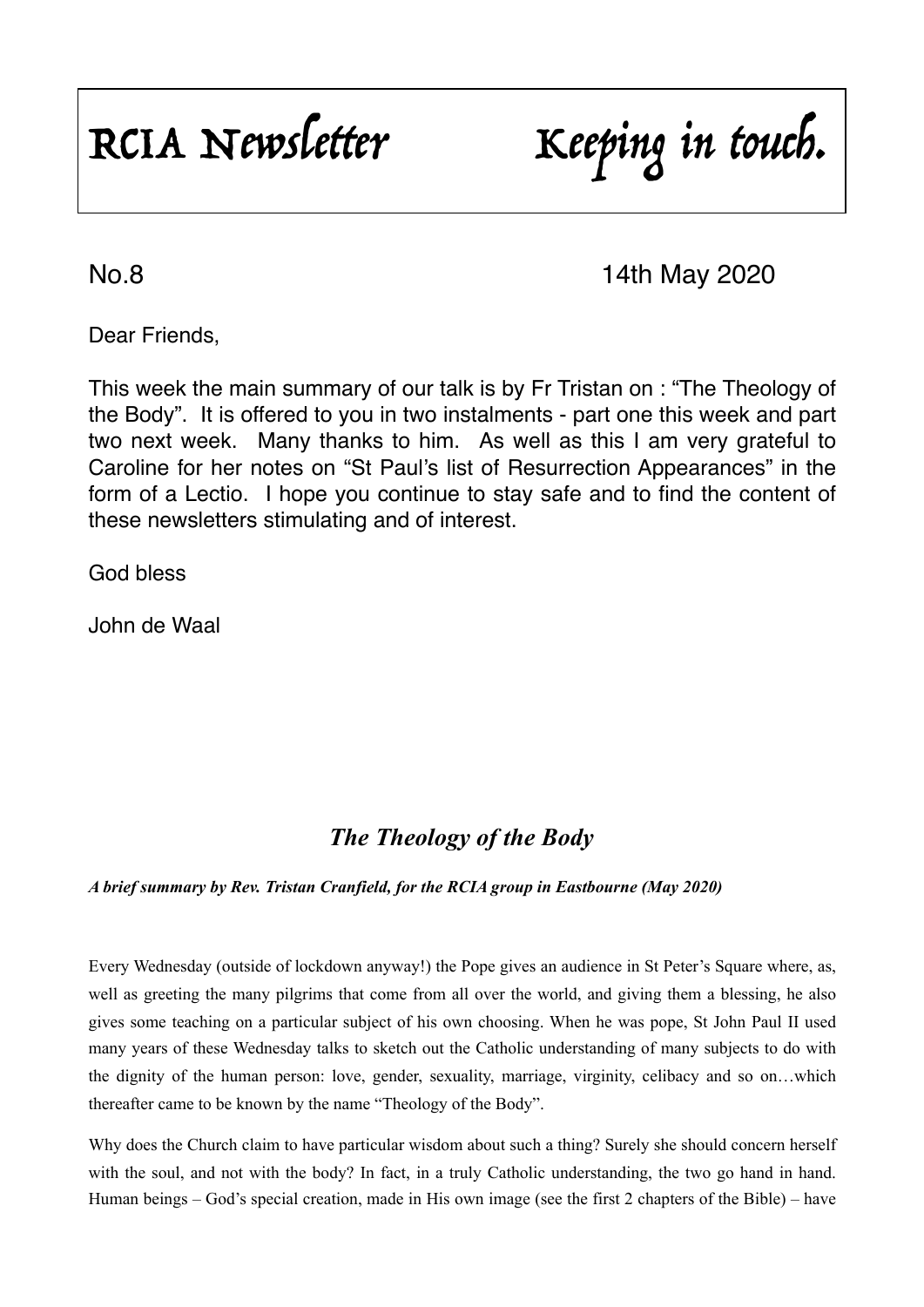# RCIA Newsletter Keeping in touch.

No.8 14th May 2020

Dear Friends,

This week the main summary of our talk is by Fr Tristan on : "The Theology of the Body". It is offered to you in two instalments - part one this week and part two next week. Many thanks to him. As well as this I am very grateful to Caroline for her notes on "St Paul's list of Resurrection Appearances" in the form of a Lectio. I hope you continue to stay safe and to find the content of these newsletters stimulating and of interest.

God bless

John de Waal

## *The Theology of the Body*

***A brief summary by Rev. Tristan Cranfield, for the RCIA group in Eastbourne (May 2020)***

Every Wednesday (outside of lockdown anyway!) the Pope gives an audience in St Peter's Square where, as, well as greeting the many pilgrims that come from all over the world, and giving them a blessing, he also gives some teaching on a particular subject of his own choosing. When he was pope, St John Paul II used many years of these Wednesday talks to sketch out the Catholic understanding of many subjects to do with the dignity of the human person: love, gender, sexuality, marriage, virginity, celibacy and so on…which thereafter came to be known by the name "Theology of the Body".

Why does the Church claim to have particular wisdom about such a thing? Surely she should concern herself with the soul, and not with the body? In fact, in a truly Catholic understanding, the two go hand in hand. Human beings – God's special creation, made in His own image (see the first 2 chapters of the Bible) – have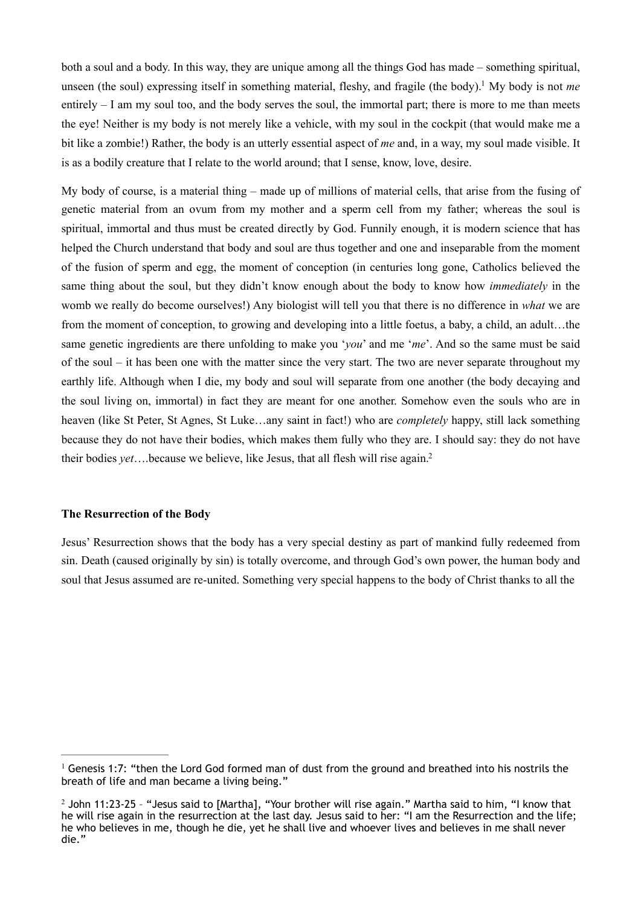both a soul and a body. In this way, they are unique among all the things God has made – something spiritual, unseen (the soul) expressing itself in something material, fleshy, and fragile (the body).[1] My body is not *me* entirely – I am my soul too, and the body serves the soul, the immortal part; there is more to me than meets the eye! Neither is my body is not merely like a vehicle, with my soul in the cockpit (that would make me a bit like a zombie!) Rather, the body is an utterly essential aspect of *me* and, in a way, my soul made visible. It is as a bodily creature that I relate to the world around; that I sense, know, love, desire.

My body of course, is a material thing – made up of millions of material cells, that arise from the fusing of genetic material from an ovum from my mother and a sperm cell from my father; whereas the soul is spiritual, immortal and thus must be created directly by God. Funnily enough, it is modern science that has helped the Church understand that body and soul are thus together and one and inseparable from the moment of the fusion of sperm and egg, the moment of conception (in centuries long gone, Catholics believed the same thing about the soul, but they didn't know enough about the body to know how *immediately* in the womb we really do become ourselves!) Any biologist will tell you that there is no difference in *what* we are from the moment of conception, to growing and developing into a little foetus, a baby, a child, an adult…the same genetic ingredients are there unfolding to make you '*you*' and me '*me*'. And so the same must be said of the soul – it has been one with the matter since the very start. The two are never separate throughout my earthly life. Although when I die, my body and soul will separate from one another (the body decaying and the soul living on, immortal) in fact they are meant for one another. Somehow even the souls who are in heaven (like St Peter, St Agnes, St Luke…any saint in fact!) who are *completely* happy, still lack something because they do not have their bodies, which makes them fully who they are. I should say: they do not have their bodies *yet*….because we believe, like Jesus, that all flesh will rise again.[2]

**The Resurrection of the Body**

Jesus' Resurrection shows that the body has a very special destiny as part of mankind fully redeemed from sin. Death (caused originally by sin) is totally overcome, and through God's own power, the human body and soul that Jesus assumed are re-united. Something very special happens to the body of Christ thanks to all the

---

[1] Genesis 1:7: "then the Lord God formed man of dust from the ground and breathed into his nostrils the breath of life and man became a living being."

[2] John 11:23-25 – "Jesus said to [Martha], "Your brother will rise again." Martha said to him, "I know that he will rise again in the resurrection at the last day. Jesus said to her: "I am the Resurrection and the life; he who believes in me, though he die, yet he shall live and whoever lives and believes in me shall never die."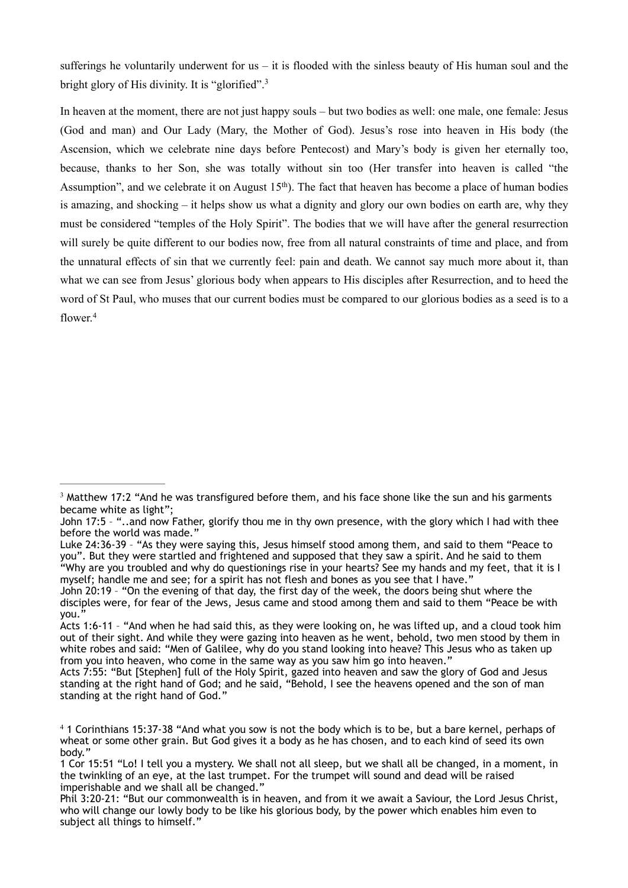sufferings he voluntarily underwent for us – it is flooded with the sinless beauty of His human soul and the bright glory of His divinity. It is "glorified".[3]

In heaven at the moment, there are not just happy souls – but two bodies as well: one male, one female: Jesus (God and man) and Our Lady (Mary, the Mother of God). Jesus's rose into heaven in His body (the Ascension, which we celebrate nine days before Pentecost) and Mary's body is given her eternally too, because, thanks to her Son, she was totally without sin too (Her transfer into heaven is called "the Assumption", and we celebrate it on August 15th). The fact that heaven has become a place of human bodies is amazing, and shocking – it helps show us what a dignity and glory our own bodies on earth are, why they must be considered "temples of the Holy Spirit". The bodies that we will have after the general resurrection will surely be quite different to our bodies now, free from all natural constraints of time and place, and from the unnatural effects of sin that we currently feel: pain and death. We cannot say much more about it, than what we can see from Jesus' glorious body when appears to His disciples after Resurrection, and to heed the word of St Paul, who muses that our current bodies must be compared to our glorious bodies as a seed is to a flower.[4]

---

[3] Matthew 17:2 "And he was transfigured before them, and his face shone like the sun and his garments became white as light";

John 17:5 – "..and now Father, glorify thou me in thy own presence, with the glory which I had with thee before the world was made."

Luke 24:36-39 – "As they were saying this, Jesus himself stood among them, and said to them "Peace to you". But they were startled and frightened and supposed that they saw a spirit. And he said to them "Why are you troubled and why do questionings rise in your hearts? See my hands and my feet, that it is I myself; handle me and see; for a spirit has not flesh and bones as you see that I have."

John 20:19 – "On the evening of that day, the first day of the week, the doors being shut where the disciples were, for fear of the Jews, Jesus came and stood among them and said to them "Peace be with you."

Acts 1:6-11 – "And when he had said this, as they were looking on, he was lifted up, and a cloud took him out of their sight. And while they were gazing into heaven as he went, behold, two men stood by them in white robes and said: "Men of Galilee, why do you stand looking into heave? This Jesus who as taken up from you into heaven, who come in the same way as you saw him go into heaven."

Acts 7:55: "But [Stephen] full of the Holy Spirit, gazed into heaven and saw the glory of God and Jesus standing at the right hand of God; and he said, "Behold, I see the heavens opened and the son of man standing at the right hand of God."

[4] 1 Corinthians 15:37-38 "And what you sow is not the body which is to be, but a bare kernel, perhaps of wheat or some other grain. But God gives it a body as he has chosen, and to each kind of seed its own body."

1 Cor 15:51 "Lo! I tell you a mystery. We shall not all sleep, but we shall all be changed, in a moment, in the twinkling of an eye, at the last trumpet. For the trumpet will sound and dead will be raised imperishable and we shall all be changed."

Phil 3:20-21: "But our commonwealth is in heaven, and from it we await a Saviour, the Lord Jesus Christ, who will change our lowly body to be like his glorious body, by the power which enables him even to subject all things to himself."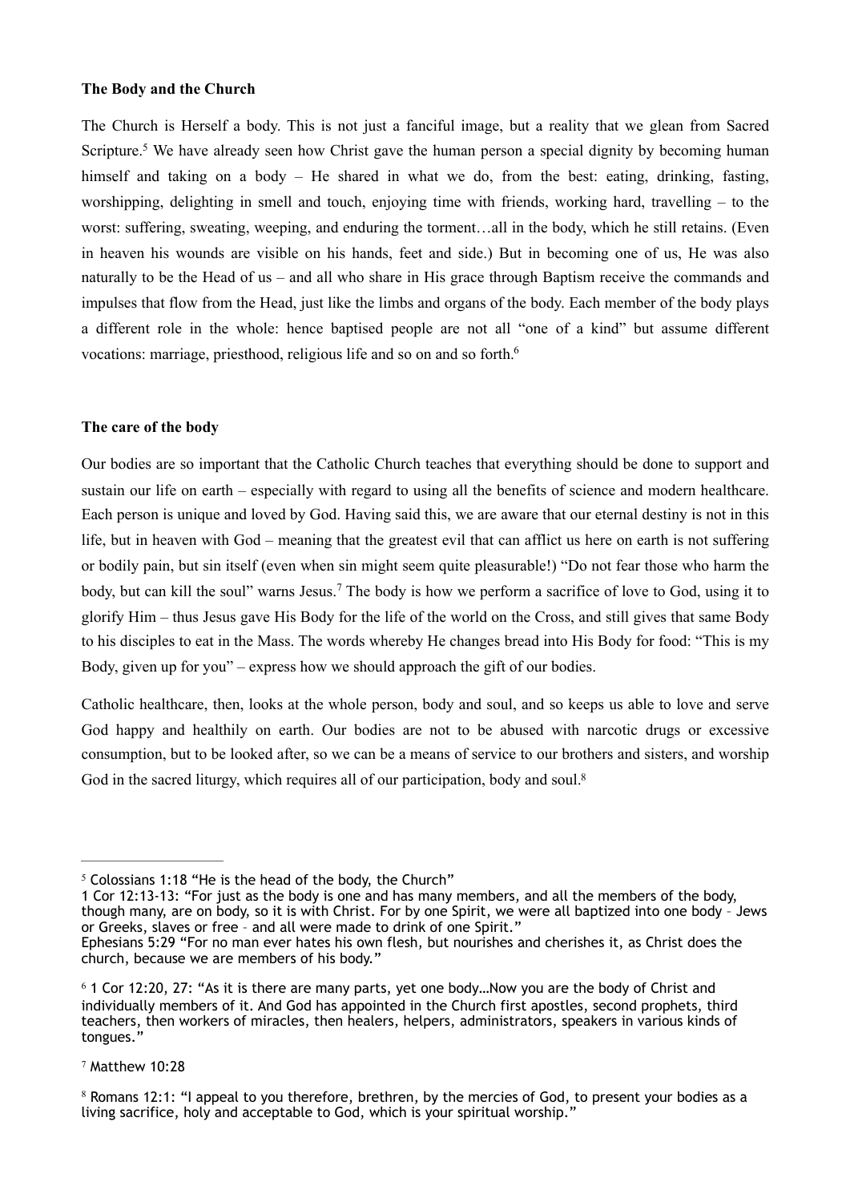**The Body and the Church**

The Church is Herself a body. This is not just a fanciful image, but a reality that we glean from Sacred Scripture.[5] We have already seen how Christ gave the human person a special dignity by becoming human himself and taking on a body – He shared in what we do, from the best: eating, drinking, fasting, worshipping, delighting in smell and touch, enjoying time with friends, working hard, travelling – to the worst: suffering, sweating, weeping, and enduring the torment…all in the body, which he still retains. (Even in heaven his wounds are visible on his hands, feet and side.) But in becoming one of us, He was also naturally to be the Head of us – and all who share in His grace through Baptism receive the commands and impulses that flow from the Head, just like the limbs and organs of the body. Each member of the body plays a different role in the whole: hence baptised people are not all "one of a kind" but assume different vocations: marriage, priesthood, religious life and so on and so forth.[6]

**The care of the body**

Our bodies are so important that the Catholic Church teaches that everything should be done to support and sustain our life on earth – especially with regard to using all the benefits of science and modern healthcare. Each person is unique and loved by God. Having said this, we are aware that our eternal destiny is not in this life, but in heaven with God – meaning that the greatest evil that can afflict us here on earth is not suffering or bodily pain, but sin itself (even when sin might seem quite pleasurable!) "Do not fear those who harm the body, but can kill the soul" warns Jesus.[7] The body is how we perform a sacrifice of love to God, using it to glorify Him – thus Jesus gave His Body for the life of the world on the Cross, and still gives that same Body to his disciples to eat in the Mass. The words whereby He changes bread into His Body for food: "This is my Body, given up for you" – express how we should approach the gift of our bodies.

Catholic healthcare, then, looks at the whole person, body and soul, and so keeps us able to love and serve God happy and healthily on earth. Our bodies are not to be abused with narcotic drugs or excessive consumption, but to be looked after, so we can be a means of service to our brothers and sisters, and worship God in the sacred liturgy, which requires all of our participation, body and soul.[8]

---

[5] Colossians 1:18 "He is the head of the body, the Church"
1 Cor 12:13-13: "For just as the body is one and has many members, and all the members of the body, though many, are on body, so it is with Christ. For by one Spirit, we were all baptized into one body – Jews or Greeks, slaves or free – and all were made to drink of one Spirit."
Ephesians 5:29 "For no man ever hates his own flesh, but nourishes and cherishes it, as Christ does the church, because we are members of his body."

[6] 1 Cor 12:20, 27: "As it is there are many parts, yet one body…Now you are the body of Christ and individually members of it. And God has appointed in the Church first apostles, second prophets, third teachers, then workers of miracles, then healers, helpers, administrators, speakers in various kinds of tongues."

[7] Matthew 10:28

[8] Romans 12:1: "I appeal to you therefore, brethren, by the mercies of God, to present your bodies as a living sacrifice, holy and acceptable to God, which is your spiritual worship."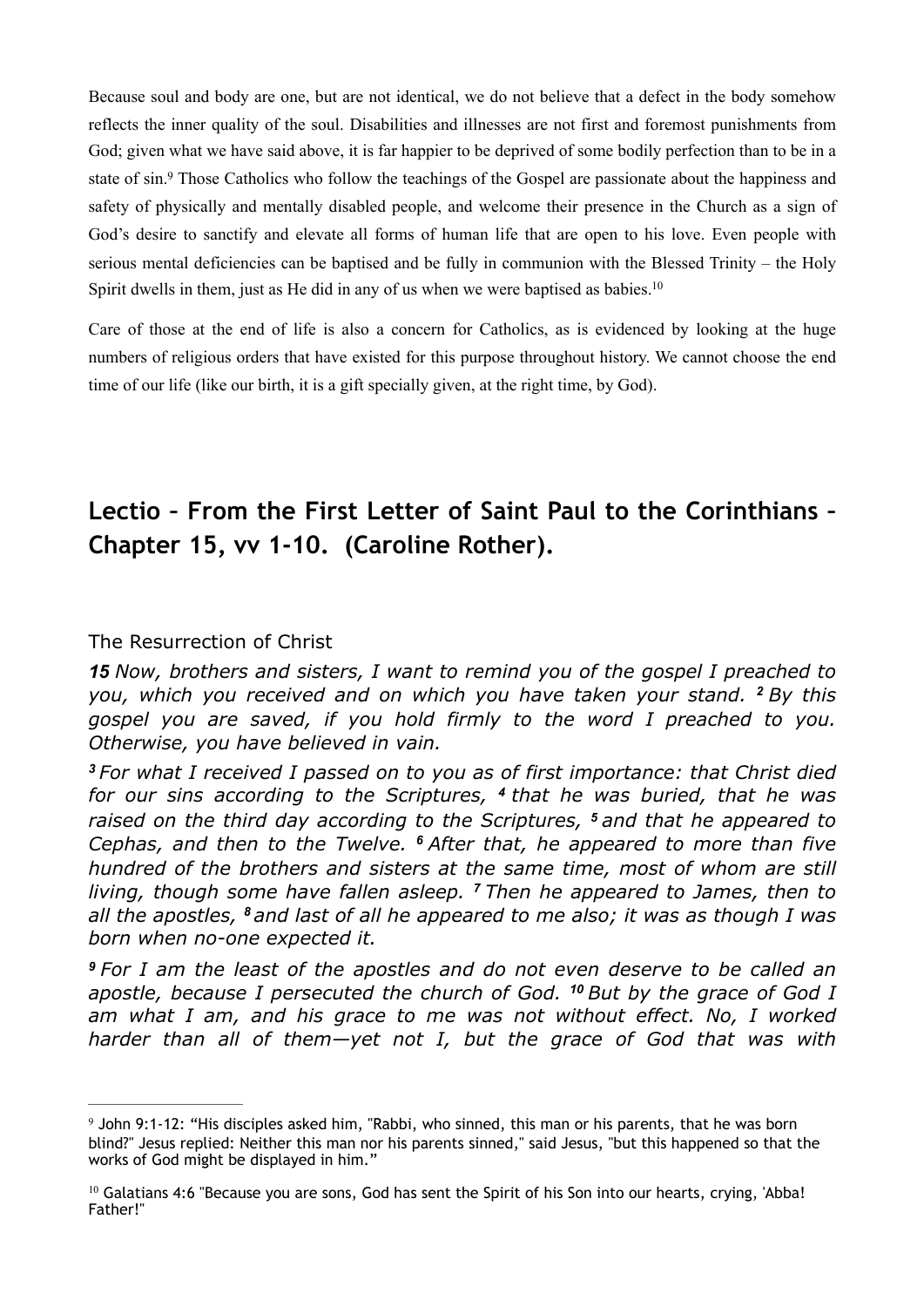Because soul and body are one, but are not identical, we do not believe that a defect in the body somehow reflects the inner quality of the soul. Disabilities and illnesses are not first and foremost punishments from God; given what we have said above, it is far happier to be deprived of some bodily perfection than to be in a state of sin.[9] Those Catholics who follow the teachings of the Gospel are passionate about the happiness and safety of physically and mentally disabled people, and welcome their presence in the Church as a sign of God's desire to sanctify and elevate all forms of human life that are open to his love. Even people with serious mental deficiencies can be baptised and be fully in communion with the Blessed Trinity – the Holy Spirit dwells in them, just as He did in any of us when we were baptised as babies.[10]

Care of those at the end of life is also a concern for Catholics, as is evidenced by looking at the huge numbers of religious orders that have existed for this purpose throughout history. We cannot choose the end time of our life (like our birth, it is a gift specially given, at the right time, by God).

## Lectio – From the First Letter of Saint Paul to the Corinthians – Chapter 15, vv 1-10. (Caroline Rother).

The Resurrection of Christ

***15*** *Now, brothers and sisters, I want to remind you of the gospel I preached to you, which you received and on which you have taken your stand.* ***2*** *By this gospel you are saved, if you hold firmly to the word I preached to you. Otherwise, you have believed in vain.*

***3*** *For what I received I passed on to you as of first importance: that Christ died for our sins according to the Scriptures,* ***4*** *that he was buried, that he was raised on the third day according to the Scriptures,* ***5*** *and that he appeared to Cephas, and then to the Twelve.* ***6*** *After that, he appeared to more than five hundred of the brothers and sisters at the same time, most of whom are still living, though some have fallen asleep.* ***7*** *Then he appeared to James, then to all the apostles,* ***8*** *and last of all he appeared to me also; it was as though I was born when no-one expected it.*

***9*** *For I am the least of the apostles and do not even deserve to be called an apostle, because I persecuted the church of God.* ***10*** *But by the grace of God I am what I am, and his grace to me was not without effect. No, I worked harder than all of them—yet not I, but the grace of God that was with*

---

[9] John 9:1-12: "His disciples asked him, "Rabbi, who sinned, this man or his parents, that he was born blind?" Jesus replied: Neither this man nor his parents sinned," said Jesus, "but this happened so that the works of God might be displayed in him."

[10] Galatians 4:6 "Because you are sons, God has sent the Spirit of his Son into our hearts, crying, 'Abba! Father!"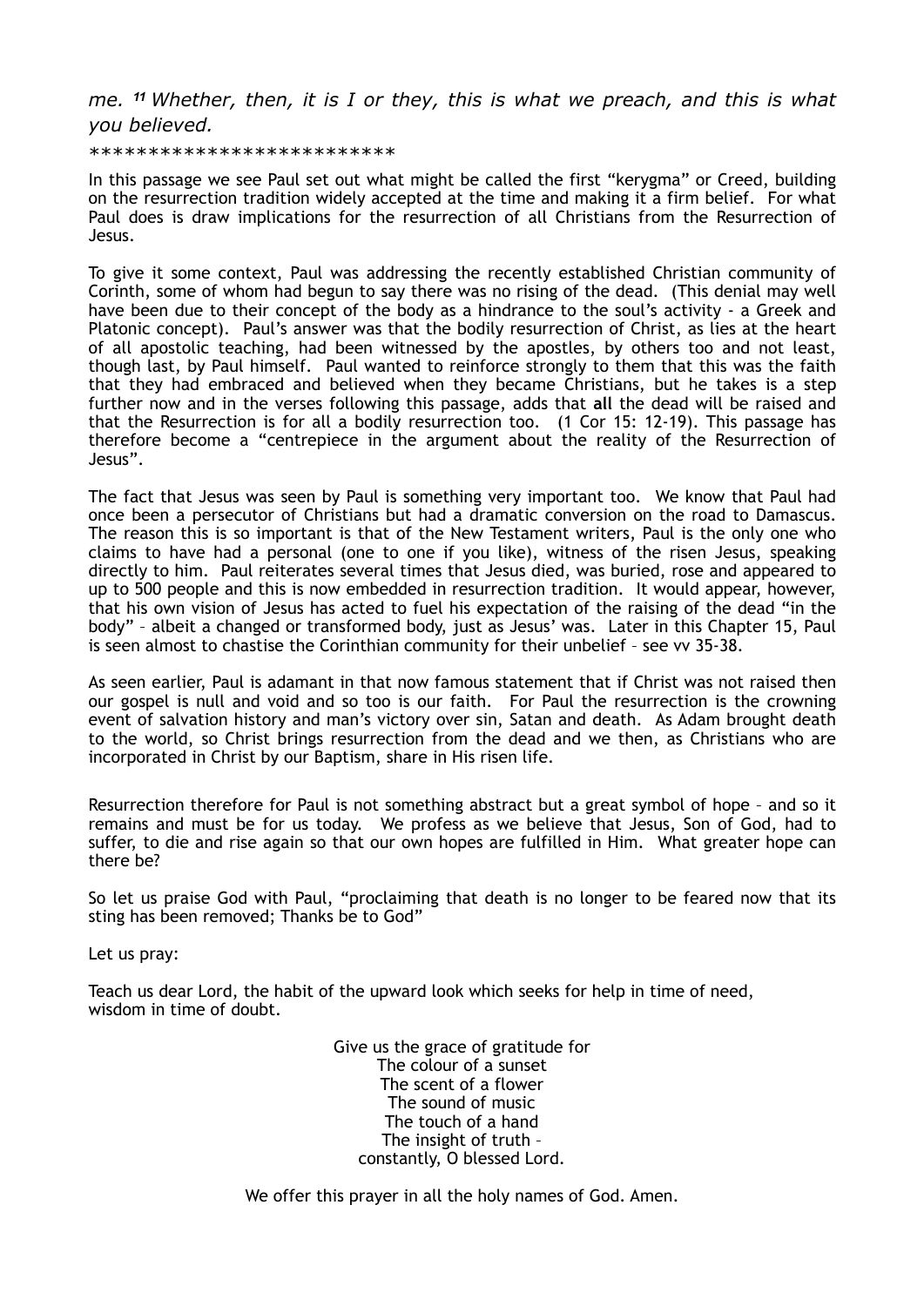*me. 11 Whether, then, it is I or they, this is what we preach, and this is what you believed.*

**************************

In this passage we see Paul set out what might be called the first "kerygma" or Creed, building on the resurrection tradition widely accepted at the time and making it a firm belief. For what Paul does is draw implications for the resurrection of all Christians from the Resurrection of Jesus.

To give it some context, Paul was addressing the recently established Christian community of Corinth, some of whom had begun to say there was no rising of the dead. (This denial may well have been due to their concept of the body as a hindrance to the soul's activity - a Greek and Platonic concept). Paul's answer was that the bodily resurrection of Christ, as lies at the heart of all apostolic teaching, had been witnessed by the apostles, by others too and not least, though last, by Paul himself. Paul wanted to reinforce strongly to them that this was the faith that they had embraced and believed when they became Christians, but he takes is a step further now and in the verses following this passage, adds that **all** the dead will be raised and that the Resurrection is for all a bodily resurrection too. (1 Cor 15: 12-19). This passage has therefore become a "centrepiece in the argument about the reality of the Resurrection of Jesus".

The fact that Jesus was seen by Paul is something very important too. We know that Paul had once been a persecutor of Christians but had a dramatic conversion on the road to Damascus. The reason this is so important is that of the New Testament writers, Paul is the only one who claims to have had a personal (one to one if you like), witness of the risen Jesus, speaking directly to him. Paul reiterates several times that Jesus died, was buried, rose and appeared to up to 500 people and this is now embedded in resurrection tradition. It would appear, however, that his own vision of Jesus has acted to fuel his expectation of the raising of the dead "in the body" – albeit a changed or transformed body, just as Jesus' was. Later in this Chapter 15, Paul is seen almost to chastise the Corinthian community for their unbelief – see vv 35-38.

As seen earlier, Paul is adamant in that now famous statement that if Christ was not raised then our gospel is null and void and so too is our faith. For Paul the resurrection is the crowning event of salvation history and man's victory over sin, Satan and death. As Adam brought death to the world, so Christ brings resurrection from the dead and we then, as Christians who are incorporated in Christ by our Baptism, share in His risen life.

Resurrection therefore for Paul is not something abstract but a great symbol of hope – and so it remains and must be for us today. We profess as we believe that Jesus, Son of God, had to suffer, to die and rise again so that our own hopes are fulfilled in Him. What greater hope can there be?

So let us praise God with Paul, "proclaiming that death is no longer to be feared now that its sting has been removed; Thanks be to God"

Let us pray:

Teach us dear Lord, the habit of the upward look which seeks for help in time of need,
wisdom in time of doubt.

Give us the grace of gratitude for
The colour of a sunset
The scent of a flower
The sound of music
The touch of a hand
The insight of truth –
constantly, O blessed Lord.

We offer this prayer in all the holy names of God. Amen.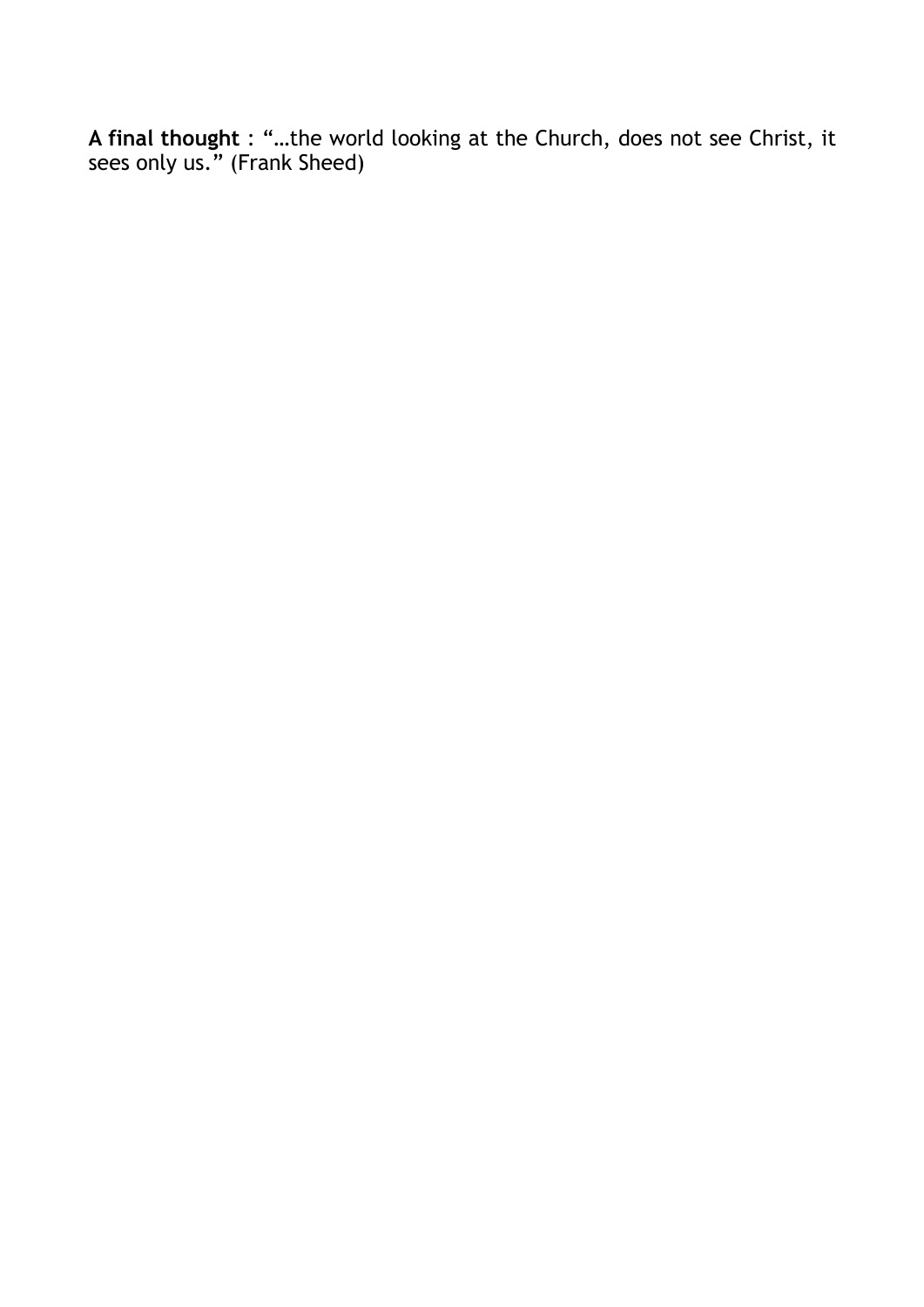**A final thought** : "…the world looking at the Church, does not see Christ, it sees only us." (Frank Sheed)